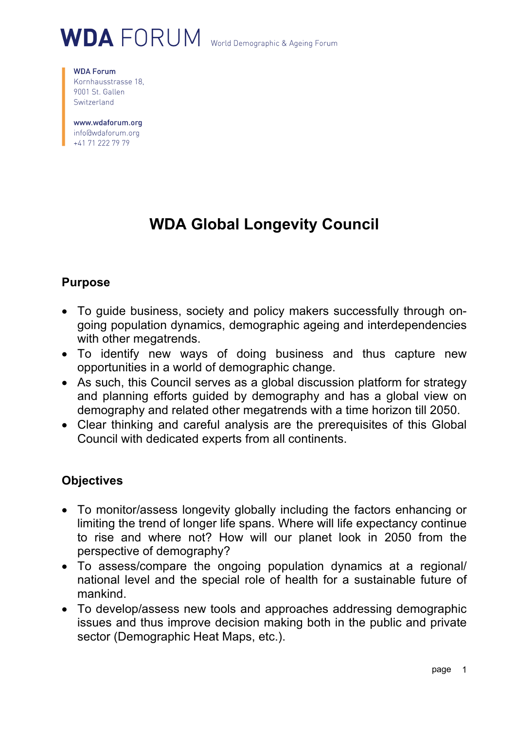# WDA FORUM World Demographic & Ageing Forum

WDA Forum
Kornhausstrasse 18,
9001 St. Gallen
Switzerland

www.wdaforum.org
info@wdaforum.org
+41 71 222 79 79

## WDA Global Longevity Council

### Purpose

- To guide business, society and policy makers successfully through on-going population dynamics, demographic ageing and interdependencies with other megatrends.
- To identify new ways of doing business and thus capture new opportunities in a world of demographic change.
- As such, this Council serves as a global discussion platform for strategy and planning efforts guided by demography and has a global view on demography and related other megatrends with a time horizon till 2050.
- Clear thinking and careful analysis are the prerequisites of this Global Council with dedicated experts from all continents.

### Objectives

- To monitor/assess longevity globally including the factors enhancing or limiting the trend of longer life spans. Where will life expectancy continue to rise and where not? How will our planet look in 2050 from the perspective of demography?
- To assess/compare the ongoing population dynamics at a regional/ national level and the special role of health for a sustainable future of mankind.
- To develop/assess new tools and approaches addressing demographic issues and thus improve decision making both in the public and private sector (Demographic Heat Maps, etc.).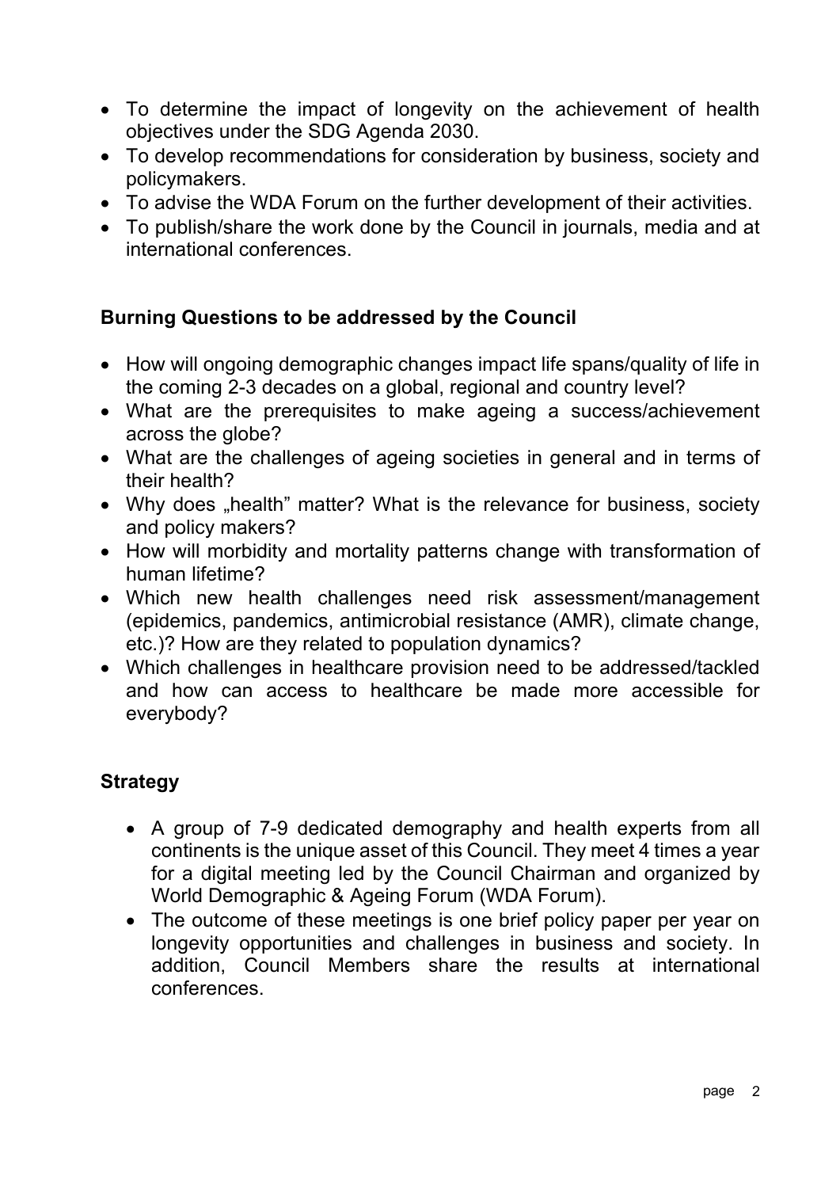- To determine the impact of longevity on the achievement of health objectives under the SDG Agenda 2030.
- To develop recommendations for consideration by business, society and policymakers.
- To advise the WDA Forum on the further development of their activities.
- To publish/share the work done by the Council in journals, media and at international conferences.

## Burning Questions to be addressed by the Council

- How will ongoing demographic changes impact life spans/quality of life in the coming 2-3 decades on a global, regional and country level?
- What are the prerequisites to make ageing a success/achievement across the globe?
- What are the challenges of ageing societies in general and in terms of their health?
- Why does „health" matter? What is the relevance for business, society and policy makers?
- How will morbidity and mortality patterns change with transformation of human lifetime?
- Which new health challenges need risk assessment/management (epidemics, pandemics, antimicrobial resistance (AMR), climate change, etc.)? How are they related to population dynamics?
- Which challenges in healthcare provision need to be addressed/tackled and how can access to healthcare be made more accessible for everybody?

## Strategy

- A group of 7-9 dedicated demography and health experts from all continents is the unique asset of this Council. They meet 4 times a year for a digital meeting led by the Council Chairman and organized by World Demographic & Ageing Forum (WDA Forum).
- The outcome of these meetings is one brief policy paper per year on longevity opportunities and challenges in business and society. In addition, Council Members share the results at international conferences.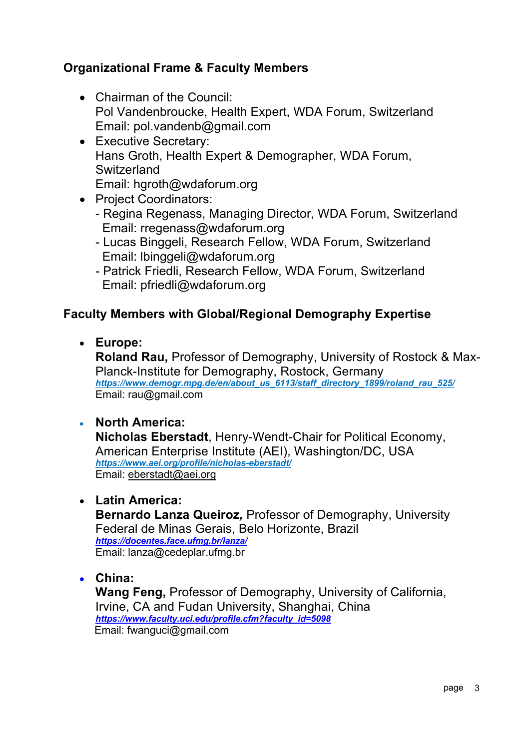## Organizational Frame & Faculty Members

- Chairman of the Council:
  Pol Vandenbroucke, Health Expert, WDA Forum, Switzerland
  Email: pol.vandenb@gmail.com
- Executive Secretary:
  Hans Groth, Health Expert & Demographer, WDA Forum, Switzerland
  Email: hgroth@wdaforum.org
- Project Coordinators:
  - Regina Regenass, Managing Director, WDA Forum, Switzerland
    Email: rregenass@wdaforum.org
  - Lucas Binggeli, Research Fellow, WDA Forum, Switzerland
    Email: lbinggeli@wdaforum.org
  - Patrick Friedli, Research Fellow, WDA Forum, Switzerland
    Email: pfriedli@wdaforum.org

## Faculty Members with Global/Regional Demography Expertise

- **Europe:**
  **Roland Rau,** Professor of Demography, University of Rostock & Max-Planck-Institute for Demography, Rostock, Germany
  ***https://www.demogr.mpg.de/en/about_us_6113/staff_directory_1899/roland_rau_525/***
  Email: rau@gmail.com

- **North America:**
  **Nicholas Eberstadt**, Henry-Wendt-Chair for Political Economy, American Enterprise Institute (AEI), Washington/DC, USA
  ***https://www.aei.org/profile/nicholas-eberstadt/***
  Email: eberstadt@aei.org

- **Latin America:**
  **Bernardo Lanza Queiroz*,*** Professor of Demography, University Federal de Minas Gerais, Belo Horizonte, Brazil
  ***https://docentes.face.ufmg.br/lanza/***
  Email: lanza@cedeplar.ufmg.br

- **China:**
  **Wang Feng,** Professor of Demography, University of California, Irvine, CA and Fudan University, Shanghai, China
  ***https://www.faculty.uci.edu/profile.cfm?faculty_id=5098***
  Email: fwanguci@gmail.com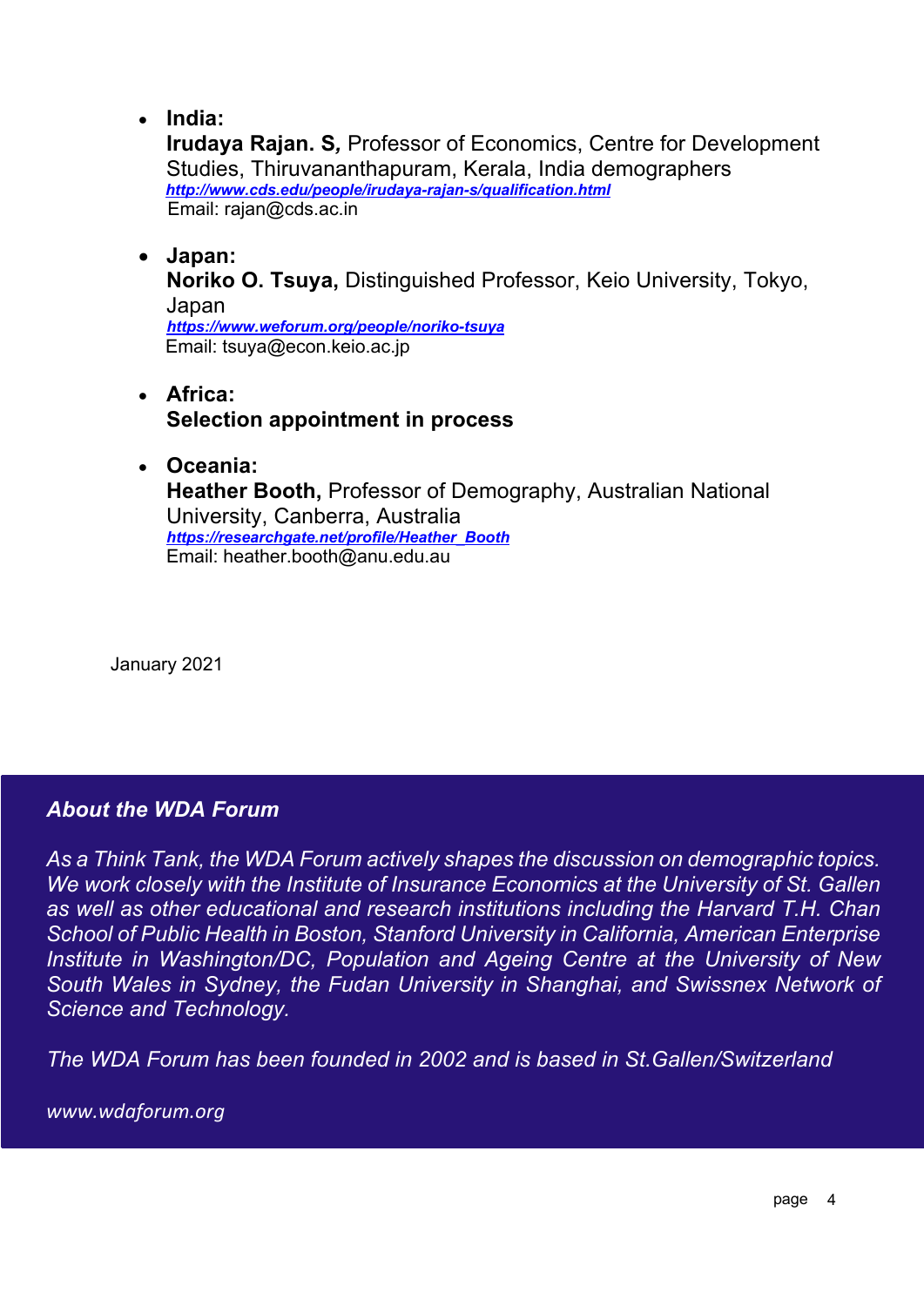- **India:**
  **Irudaya Rajan. S*,*** Professor of Economics, Centre for Development Studies, Thiruvananthapuram, Kerala, India demographers
  ***http://www.cds.edu/people/irudaya-rajan-s/qualification.html***
  Email: rajan@cds.ac.in

- **Japan:**
  **Noriko O. Tsuya,** Distinguished Professor, Keio University, Tokyo, Japan
  ***https://www.weforum.org/people/noriko-tsuya***
  Email: tsuya@econ.keio.ac.jp

- **Africa:**
  **Selection appointment in process**

- **Oceania:**
  **Heather Booth,** Professor of Demography, Australian National University, Canberra, Australia
  ***https://researchgate.net/profile/Heather_Booth***
  Email: heather.booth@anu.edu.au

January 2021

### *About the WDA Forum*

*As a Think Tank, the WDA Forum actively shapes the discussion on demographic topics. We work closely with the Institute of Insurance Economics at the University of St. Gallen as well as other educational and research institutions including the Harvard T.H. Chan School of Public Health in Boston, Stanford University in California, American Enterprise Institute in Washington/DC, Population and Ageing Centre at the University of New South Wales in Sydney, the Fudan University in Shanghai, and Swissnex Network of Science and Technology.*

*The WDA Forum has been founded in 2002 and is based in St.Gallen/Switzerland*

*www.wdaforum.org*